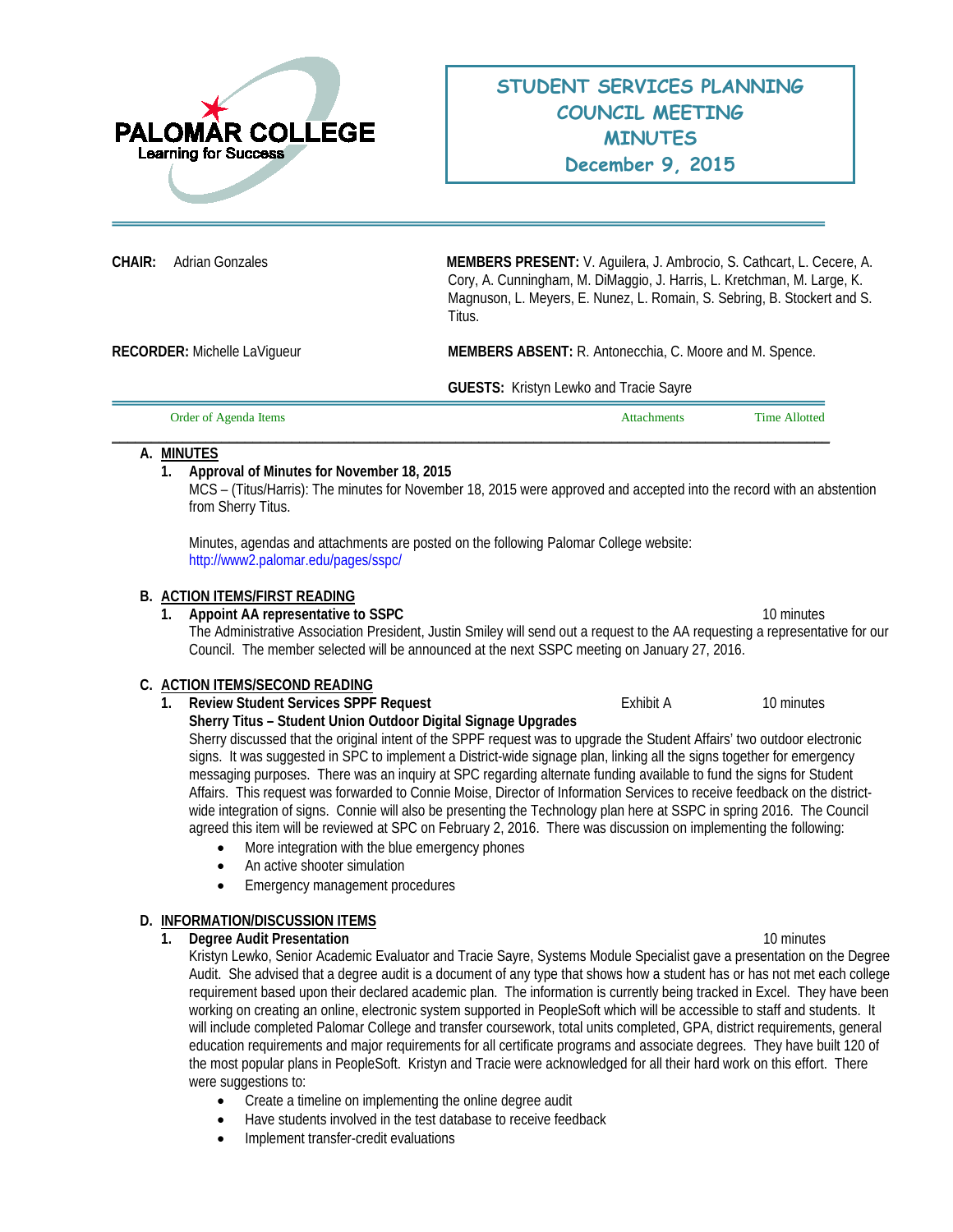PALOMAR COLLEGE
Learning for Success

# STUDENT SERVICES PLANNING COUNCIL MEETING MINUTES
## December 9, 2015

**CHAIR:** Adrian Gonzales

**MEMBERS PRESENT:** V. Aguilera, J. Ambrocio, S. Cathcart, L. Cecere, A. Cory, A. Cunningham, M. DiMaggio, J. Harris, L. Kretchman, M. Large, K. Magnuson, L. Meyers, E. Nunez, L. Romain, S. Sebring, B. Stockert and S. Titus.

**RECORDER:** Michelle LaVigueur

**MEMBERS ABSENT:** R. Antonecchia, C. Moore and M. Spence.

**GUESTS:** Kristyn Lewko and Tracie Sayre

| Order of Agenda Items | Attachments | Time Allotted |
|---|---|---|

**A. MINUTES**

**1. Approval of Minutes for November 18, 2015**

MCS – (Titus/Harris): The minutes for November 18, 2015 were approved and accepted into the record with an abstention from Sherry Titus.

Minutes, agendas and attachments are posted on the following Palomar College website: http://www2.palomar.edu/pages/sspc/

**B. ACTION ITEMS/FIRST READING**

**1. Appoint AA representative to SSPC** — 10 minutes

The Administrative Association President, Justin Smiley will send out a request to the AA requesting a representative for our Council. The member selected will be announced at the next SSPC meeting on January 27, 2016.

**C. ACTION ITEMS/SECOND READING**

**1. Review Student Services SPPF Request** — Exhibit A — 10 minutes

**Sherry Titus – Student Union Outdoor Digital Signage Upgrades**

Sherry discussed that the original intent of the SPPF request was to upgrade the Student Affairs' two outdoor electronic signs. It was suggested in SPC to implement a District-wide signage plan, linking all the signs together for emergency messaging purposes. There was an inquiry at SPC regarding alternate funding available to fund the signs for Student Affairs. This request was forwarded to Connie Moise, Director of Information Services to receive feedback on the district-wide integration of signs. Connie will also be presenting the Technology plan here at SSPC in spring 2016. The Council agreed this item will be reviewed at SPC on February 2, 2016. There was discussion on implementing the following:

- More integration with the blue emergency phones
- An active shooter simulation
- Emergency management procedures

**D. INFORMATION/DISCUSSION ITEMS**

**1. Degree Audit Presentation** — 10 minutes

Kristyn Lewko, Senior Academic Evaluator and Tracie Sayre, Systems Module Specialist gave a presentation on the Degree Audit. She advised that a degree audit is a document of any type that shows how a student has or has not met each college requirement based upon their declared academic plan. The information is currently being tracked in Excel. They have been working on creating an online, electronic system supported in PeopleSoft which will be accessible to staff and students. It will include completed Palomar College and transfer coursework, total units completed, GPA, district requirements, general education requirements and major requirements for all certificate programs and associate degrees. They have built 120 of the most popular plans in PeopleSoft. Kristyn and Tracie were acknowledged for all their hard work on this effort. There were suggestions to:

- Create a timeline on implementing the online degree audit
- Have students involved in the test database to receive feedback
- Implement transfer-credit evaluations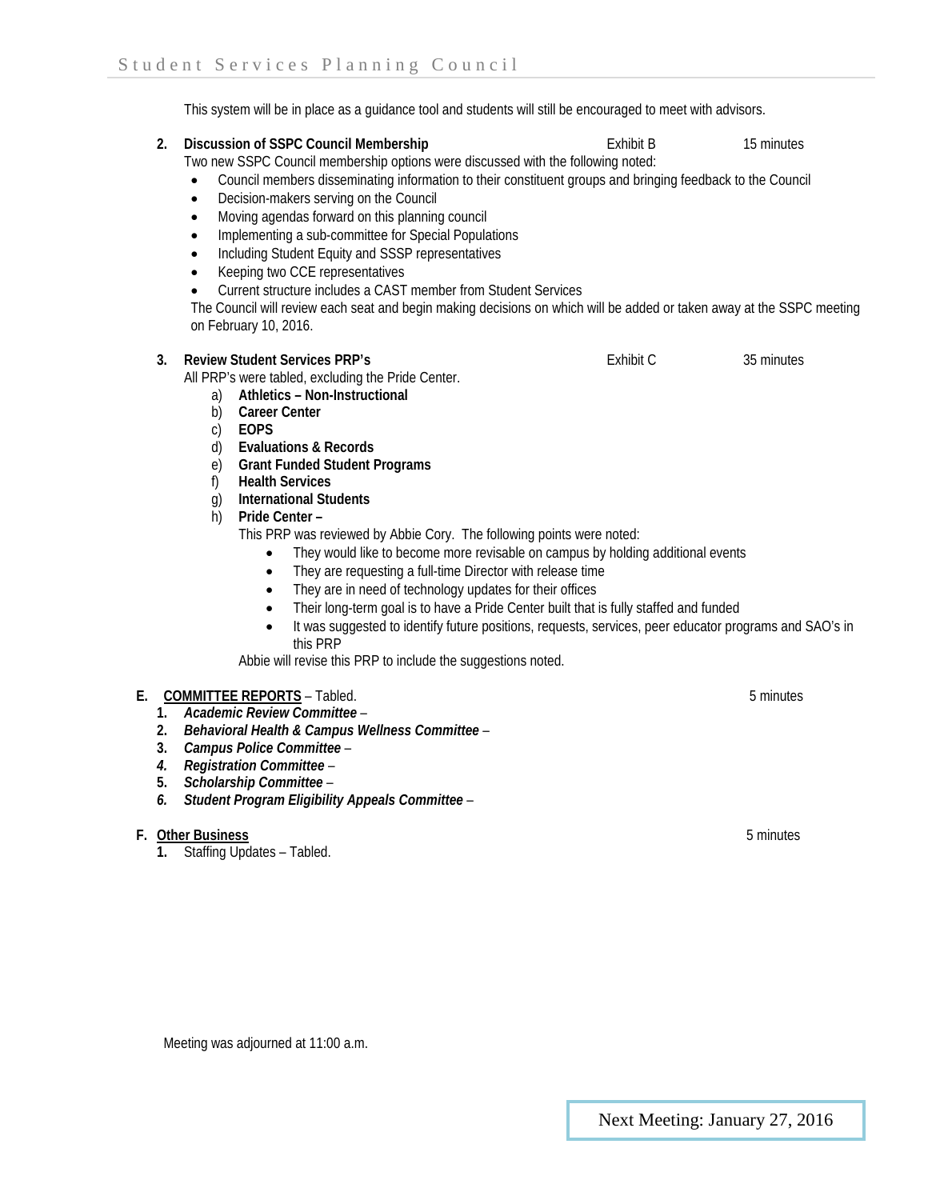This system will be in place as a guidance tool and students will still be encouraged to meet with advisors.

2. **Discussion of SSPC Council Membership** Exhibit B 15 minutes

   Two new SSPC Council membership options were discussed with the following noted:

   - Council members disseminating information to their constituent groups and bringing feedback to the Council
   - Decision-makers serving on the Council
   - Moving agendas forward on this planning council
   - Implementing a sub-committee for Special Populations
   - Including Student Equity and SSSP representatives
   - Keeping two CCE representatives
   - Current structure includes a CAST member from Student Services

   The Council will review each seat and begin making decisions on which will be added or taken away at the SSPC meeting on February 10, 2016.

3. **Review Student Services PRP's** Exhibit C 35 minutes

   All PRP's were tabled, excluding the Pride Center.

   a) **Athletics – Non-Instructional**
   b) **Career Center**
   c) **EOPS**
   d) **Evaluations & Records**
   e) **Grant Funded Student Programs**
   f) **Health Services**
   g) **International Students**
   h) **Pride Center –**

      This PRP was reviewed by Abbie Cory. The following points were noted:

      - They would like to become more revisable on campus by holding additional events
      - They are requesting a full-time Director with release time
      - They are in need of technology updates for their offices
      - Their long-term goal is to have a Pride Center built that is fully staffed and funded
      - It was suggested to identify future positions, requests, services, peer educator programs and SAO's in this PRP

      Abbie will revise this PRP to include the suggestions noted.

**E. <u>COMMITTEE REPORTS</u>** – Tabled. 5 minutes

1. ***Academic Review Committee*** –
2. ***Behavioral Health & Campus Wellness Committee*** –
3. ***Campus Police Committee*** –
4. ***Registration Committee*** –
5. ***Scholarship Committee*** –
6. ***Student Program Eligibility Appeals Committee*** –

**F. <u>Other Business</u>** 5 minutes

1. Staffing Updates – Tabled.

Meeting was adjourned at 11:00 a.m.

Next Meeting: January 27, 2016